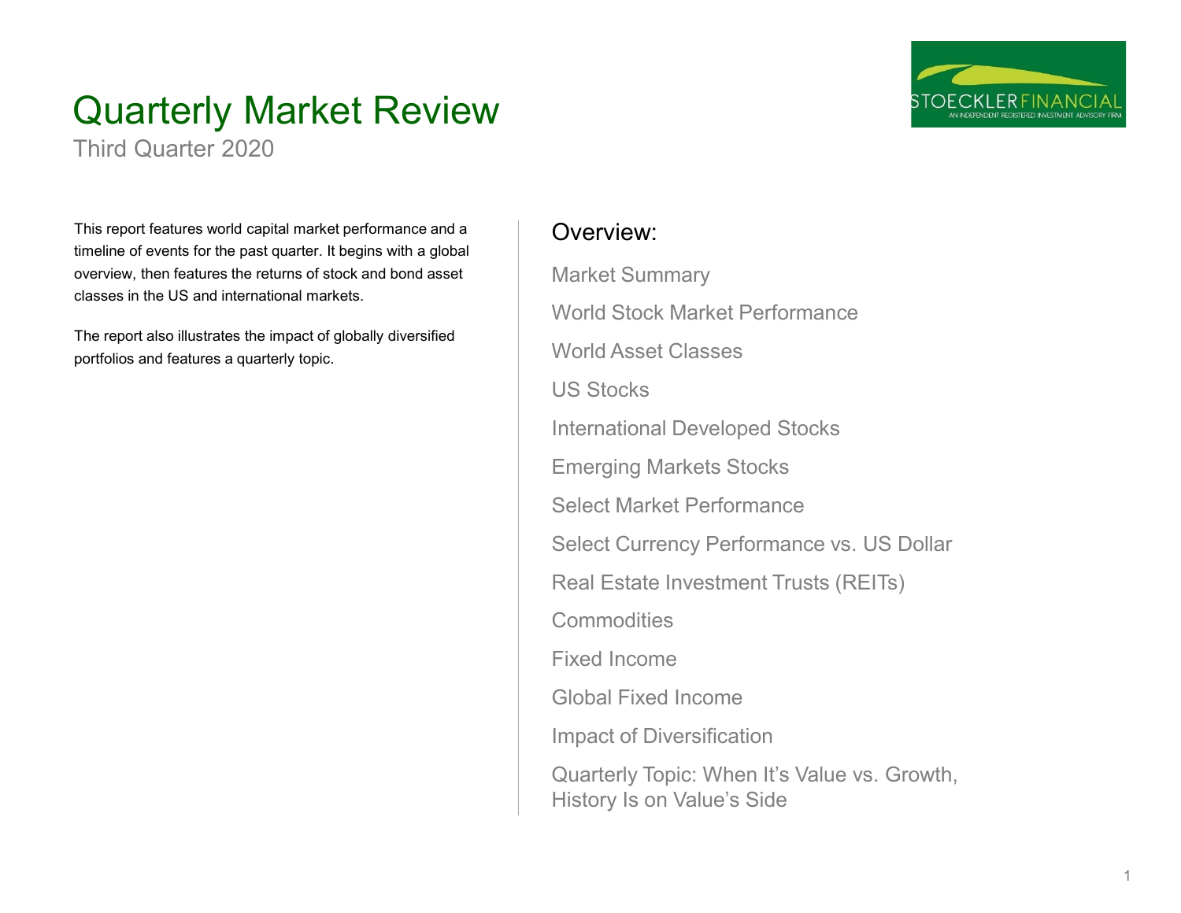# Quarterly Market Review

Third Quarter 2020

STOECKLER FINANCIAL
AN INDEPENDENT REGISTERED INVESTMENT ADVISORY FIRM

This report features world capital market performance and a timeline of events for the past quarter. It begins with a global overview, then features the returns of stock and bond asset classes in the US and international markets.

The report also illustrates the impact of globally diversified portfolios and features a quarterly topic.

## Overview:

- Market Summary
- World Stock Market Performance
- World Asset Classes
- US Stocks
- International Developed Stocks
- Emerging Markets Stocks
- Select Market Performance
- Select Currency Performance vs. US Dollar
- Real Estate Investment Trusts (REITs)
- Commodities
- Fixed Income
- Global Fixed Income
- Impact of Diversification
- Quarterly Topic: When It's Value vs. Growth, History Is on Value's Side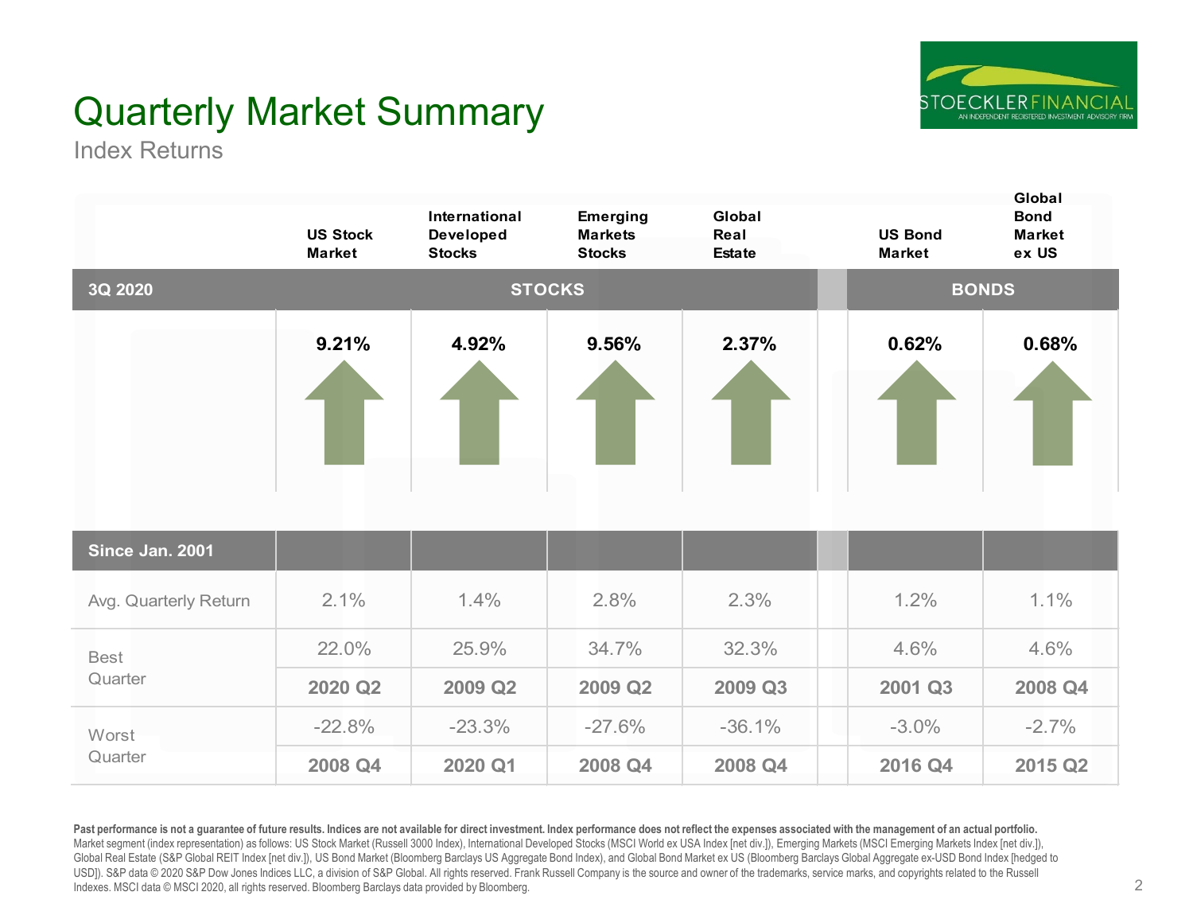# Quarterly Market Summary

Index Returns

| 3Q 2020 | US Stock Market | International Developed Stocks | Emerging Markets Stocks | Global Real Estate | US Bond Market | Global Bond Market ex US |
|---|---|---|---|---|---|---|
| | STOCKS | | | | BONDS | |
| | 9.21% | 4.92% | 9.56% | 2.37% | 0.62% | 0.68% |

| Since Jan. 2001 | US Stock Market | International Developed Stocks | Emerging Markets Stocks | Global Real Estate | US Bond Market | Global Bond Market ex US |
|---|---|---|---|---|---|---|
| Avg. Quarterly Return | 2.1% | 1.4% | 2.8% | 2.3% | 1.2% | 1.1% |
| Best Quarter | 22.0% | 25.9% | 34.7% | 32.3% | 4.6% | 4.6% |
| | **2020 Q2** | **2009 Q2** | **2009 Q2** | **2009 Q3** | **2001 Q3** | **2008 Q4** |
| Worst Quarter | -22.8% | -23.3% | -27.6% | -36.1% | -3.0% | -2.7% |
| | **2008 Q4** | **2020 Q1** | **2008 Q4** | **2008 Q4** | **2016 Q4** | **2015 Q2** |

**Past performance is not a guarantee of future results. Indices are not available for direct investment. Index performance does not reflect the expenses associated with the management of an actual portfolio.**
Market segment (index representation) as follows: US Stock Market (Russell 3000 Index), International Developed Stocks (MSCI World ex USA Index [net div.]), Emerging Markets (MSCI Emerging Markets Index [net div.]), Global Real Estate (S&P Global REIT Index [net div.]), US Bond Market (Bloomberg Barclays US Aggregate Bond Index), and Global Bond Market ex US (Bloomberg Barclays Global Aggregate ex-USD Bond Index [hedged to USD]). S&P data © 2020 S&P Dow Jones Indices LLC, a division of S&P Global. All rights reserved. Frank Russell Company is the source and owner of the trademarks, service marks, and copyrights related to the Russell Indexes. MSCI data © MSCI 2020, all rights reserved. Bloomberg Barclays data provided by Bloomberg.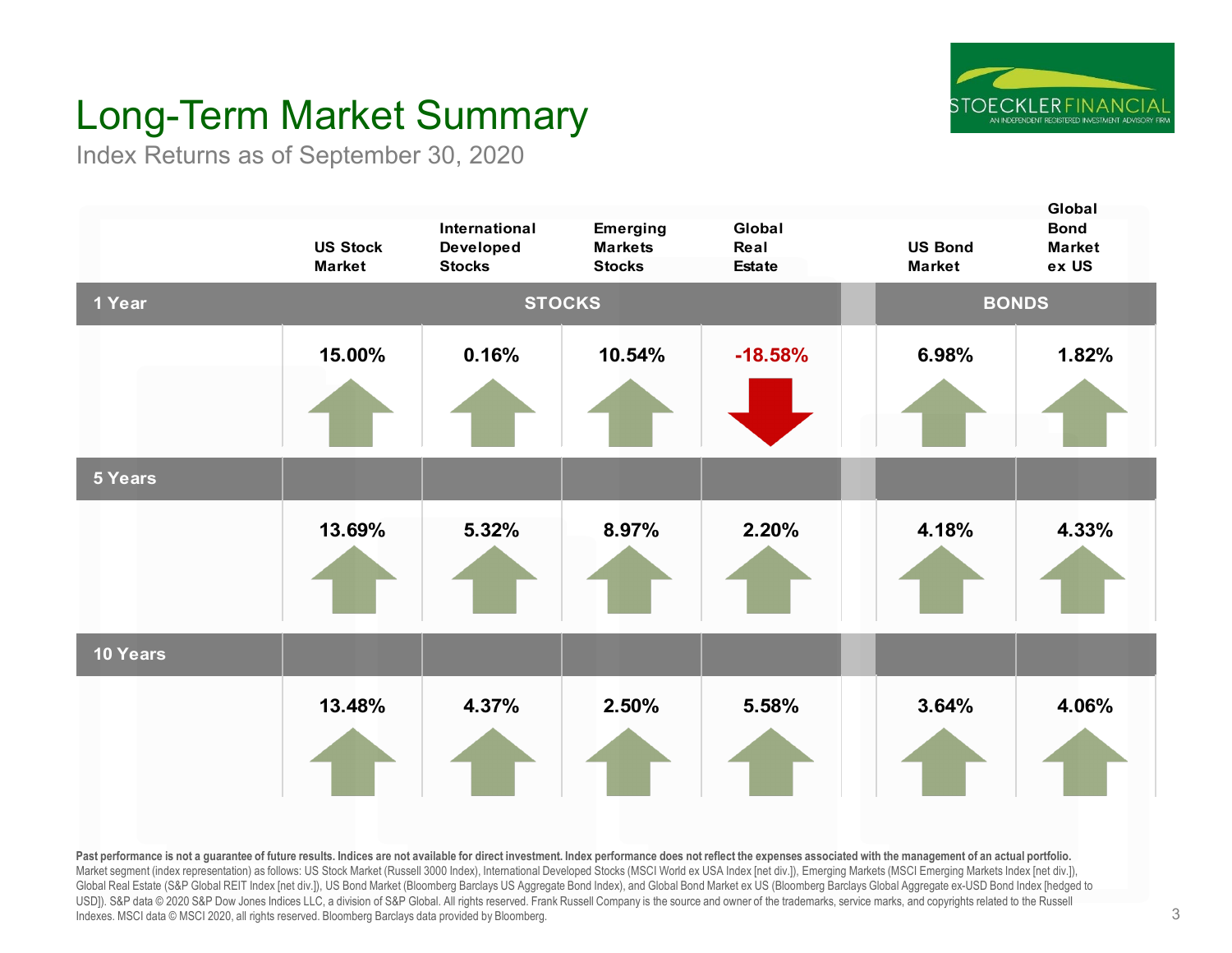# Long-Term Market Summary

Index Returns as of September 30, 2020

| | US Stock Market | International Developed Stocks | Emerging Markets Stocks | Global Real Estate | US Bond Market | Global Bond Market ex US |
|---|---|---|---|---|---|---|
| | STOCKS | | | | BONDS | |
| **1 Year** | 15.00% | 0.16% | 10.54% | -18.58% | 6.98% | 1.82% |
| **5 Years** | 13.69% | 5.32% | 8.97% | 2.20% | 4.18% | 4.33% |
| **10 Years** | 13.48% | 4.37% | 2.50% | 5.58% | 3.64% | 4.06% |

**Past performance is not a guarantee of future results. Indices are not available for direct investment. Index performance does not reflect the expenses associated with the management of an actual portfolio.**
Market segment (index representation) as follows: US Stock Market (Russell 3000 Index), International Developed Stocks (MSCI World ex USA Index [net div.]), Emerging Markets (MSCI Emerging Markets Index [net div.]), Global Real Estate (S&P Global REIT Index [net div.]), US Bond Market (Bloomberg Barclays US Aggregate Bond Index), and Global Bond Market ex US (Bloomberg Barclays Global Aggregate ex-USD Bond Index [hedged to USD]). S&P data © 2020 S&P Dow Jones Indices LLC, a division of S&P Global. All rights reserved. Frank Russell Company is the source and owner of the trademarks, service marks, and copyrights related to the Russell Indexes. MSCI data © MSCI 2020, all rights reserved. Bloomberg Barclays data provided by Bloomberg.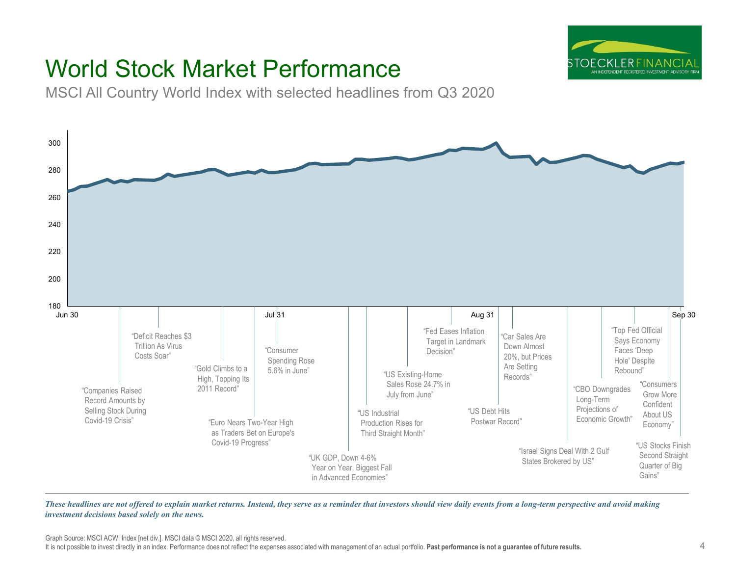# World Stock Market Performance

MSCI All Country World Index with selected headlines from Q3 2020

“Companies Raised Record Amounts by Selling Stock During Covid-19 Crisis”

“Deficit Reaches $3 Trillion As Virus Costs Soar”

“Gold Climbs to a High, Topping Its 2011 Record”

“Euro Nears Two-Year High as Traders Bet on Europe's Covid-19 Progress”

“Consumer Spending Rose 5.6% in June”

“UK GDP, Down 4-6% Year on Year, Biggest Fall in Advanced Economies”

“US Industrial Production Rises for Third Straight Month”

“US Existing-Home Sales Rose 24.7% in July from June”

“Fed Eases Inflation Target in Landmark Decision”

“US Debt Hits Postwar Record”

“Car Sales Are Down Almost 20%, but Prices Are Setting Records”

“Israel Signs Deal With 2 Gulf States Brokered by US”

“CBO Downgrades Long-Term Projections of Economic Growth”

“Top Fed Official Says Economy Faces ‘Deep Hole' Despite Rebound”

“Consumers Grow More Confident About US Economy”

“US Stocks Finish Second Straight Quarter of Big Gains”

*These headlines are not offered to explain market returns. Instead, they serve as a reminder that investors should view daily events from a long-term perspective and avoid making investment decisions based solely on the news.*

Graph Source: MSCI ACWI Index [net div.]. MSCI data © MSCI 2020, all rights reserved.
It is not possible to invest directly in an index. Performance does not reflect the expenses associated with management of an actual portfolio. **Past performance is not a guarantee of future results.**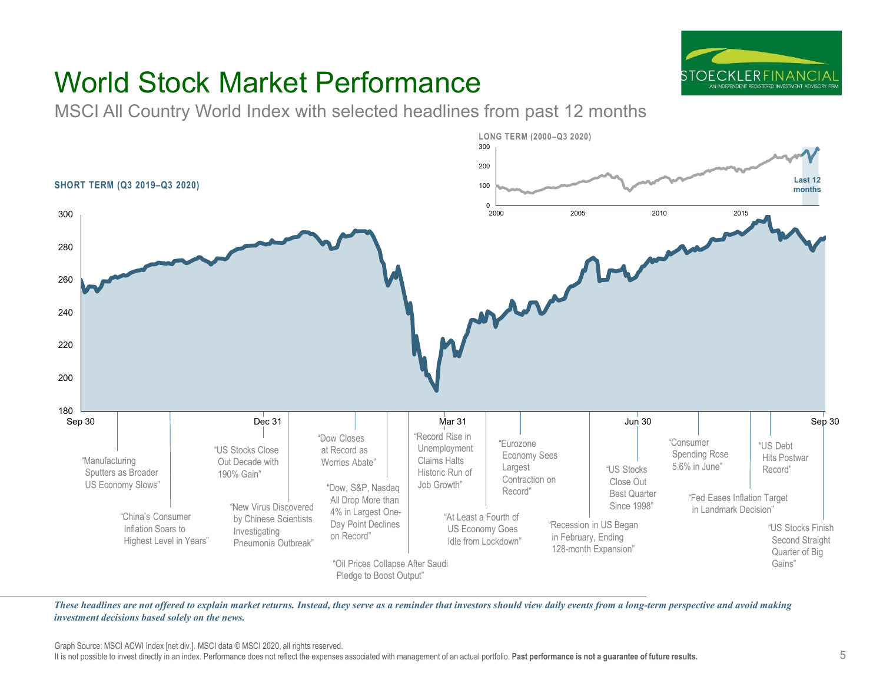# World Stock Market Performance

MSCI All Country World Index with selected headlines from past 12 months

**LONG TERM (2000–Q3 2020)**

Last 12 months

**SHORT TERM (Q3 2019–Q3 2020)**

"Manufacturing Sputters as Broader US Economy Slows"

"China's Consumer Inflation Soars to Highest Level in Years"

"US Stocks Close Out Decade with 190% Gain"

"New Virus Discovered by Chinese Scientists Investigating Pneumonia Outbreak"

"Dow Closes at Record as Worries Abate"

"Dow, S&P, Nasdaq All Drop More than 4% in Largest One-Day Point Declines on Record"

"Oil Prices Collapse After Saudi Pledge to Boost Output"

"Record Rise in Unemployment Claims Halts Historic Run of Job Growth"

"At Least a Fourth of US Economy Goes Idle from Lockdown"

"Eurozone Economy Sees Largest Contraction on Record"

"Recession in US Began in February, Ending 128-month Expansion"

"US Stocks Close Out Best Quarter Since 1998"

"Consumer Spending Rose 5.6% in June"

"Fed Eases Inflation Target in Landmark Decision"

"US Debt Hits Postwar Record"

"US Stocks Finish Second Straight Quarter of Big Gains"

*These headlines are not offered to explain market returns. Instead, they serve as a reminder that investors should view daily events from a long-term perspective and avoid making investment decisions based solely on the news.*

Graph Source: MSCI ACWI Index [net div.]. MSCI data © MSCI 2020, all rights reserved.

It is not possible to invest directly in an index. Performance does not reflect the expenses associated with management of an actual portfolio. **Past performance is not a guarantee of future results.**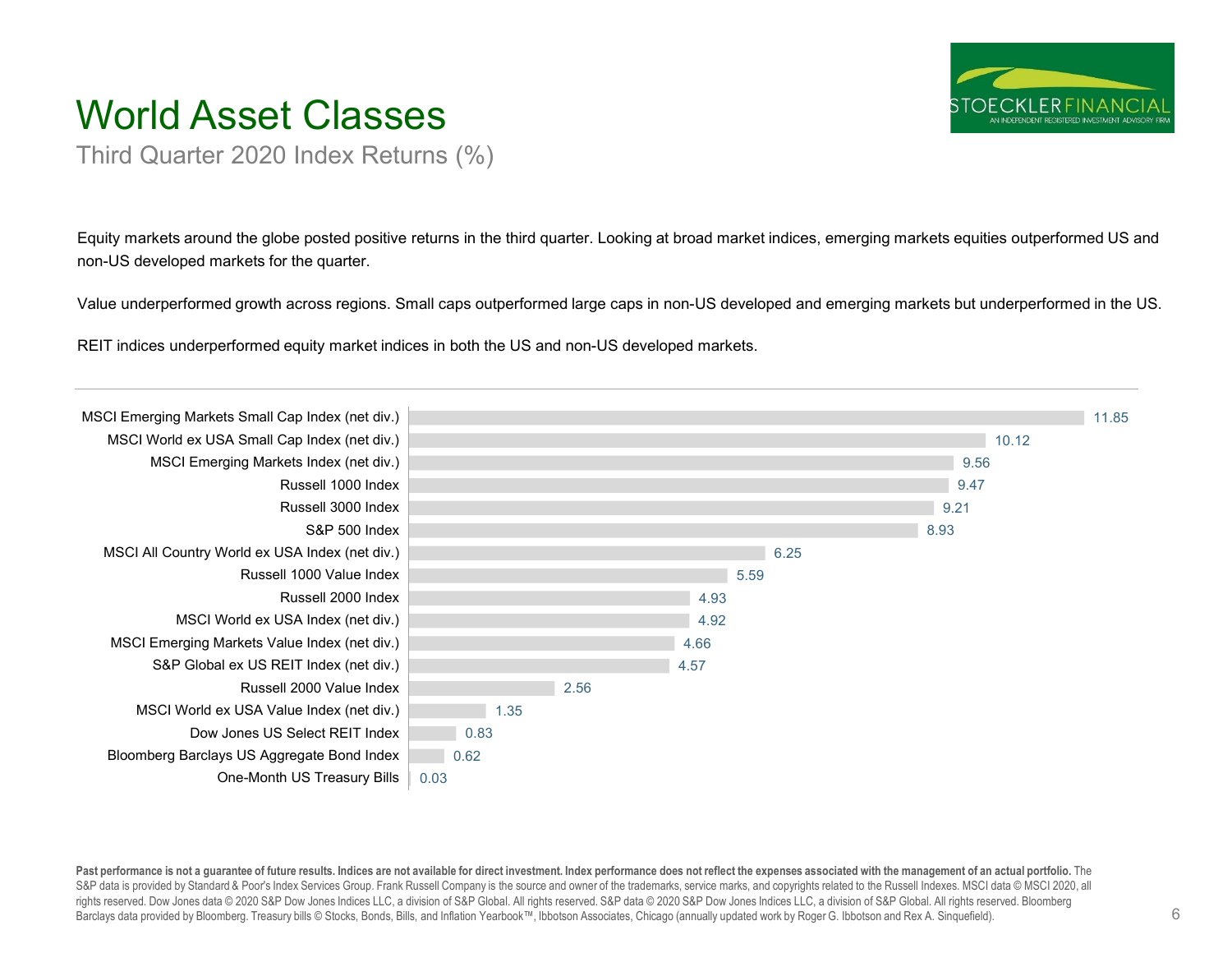# World Asset Classes

## Third Quarter 2020 Index Returns (%)

Equity markets around the globe posted positive returns in the third quarter. Looking at broad market indices, emerging markets equities outperformed US and non-US developed markets for the quarter.

Value underperformed growth across regions. Small caps outperformed large caps in non-US developed and emerging markets but underperformed in the US.

REIT indices underperformed equity market indices in both the US and non-US developed markets.

| Index | Return (%) |
|---|---|
| MSCI Emerging Markets Small Cap Index (net div.) | 11.85 |
| MSCI World ex USA Small Cap Index (net div.) | 10.12 |
| MSCI Emerging Markets Index (net div.) | 9.56 |
| Russell 1000 Index | 9.47 |
| Russell 3000 Index | 9.21 |
| S&P 500 Index | 8.93 |
| MSCI All Country World ex USA Index (net div.) | 6.25 |
| Russell 1000 Value Index | 5.59 |
| Russell 2000 Index | 4.93 |
| MSCI World ex USA Index (net div.) | 4.92 |
| MSCI Emerging Markets Value Index (net div.) | 4.66 |
| S&P Global ex US REIT Index (net div.) | 4.57 |
| Russell 2000 Value Index | 2.56 |
| MSCI World ex USA Value Index (net div.) | 1.35 |
| Dow Jones US Select REIT Index | 0.83 |
| Bloomberg Barclays US Aggregate Bond Index | 0.62 |
| One-Month US Treasury Bills | 0.03 |

**Past performance is not a guarantee of future results. Indices are not available for direct investment. Index performance does not reflect the expenses associated with the management of an actual portfolio.** The S&P data is provided by Standard & Poor's Index Services Group. Frank Russell Company is the source and owner of the trademarks, service marks, and copyrights related to the Russell Indexes. MSCI data © MSCI 2020, all rights reserved. Dow Jones data © 2020 S&P Dow Jones Indices LLC, a division of S&P Global. All rights reserved. S&P data © 2020 S&P Dow Jones Indices LLC, a division of S&P Global. All rights reserved. Bloomberg Barclays data provided by Bloomberg. Treasury bills © Stocks, Bonds, Bills, and Inflation Yearbook™, Ibbotson Associates, Chicago (annually updated work by Roger G. Ibbotson and Rex A. Sinquefield).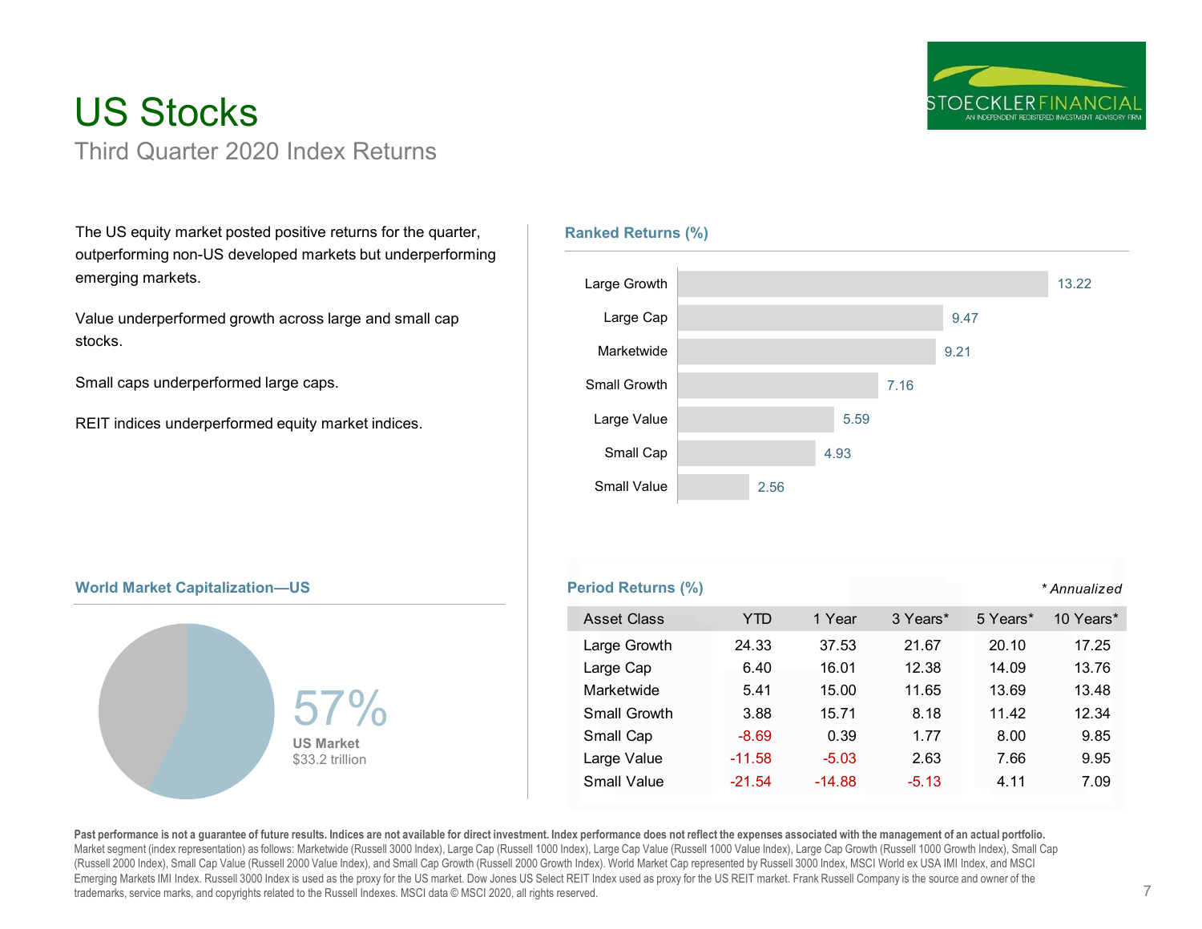# US Stocks

## Third Quarter 2020 Index Returns

The US equity market posted positive returns for the quarter, outperforming non-US developed markets but underperforming emerging markets.

Value underperformed growth across large and small cap stocks.

Small caps underperformed large caps.

REIT indices underperformed equity market indices.

### Ranked Returns (%)

| Asset Class | Return |
|---|---|
| Large Growth | 13.22 |
| Large Cap | 9.47 |
| Marketwide | 9.21 |
| Small Growth | 7.16 |
| Large Value | 5.59 |
| Small Cap | 4.93 |
| Small Value | 2.56 |

### World Market Capitalization—US

57%
**US Market**
$33.2 trillion

### Period Returns (%)

*\* Annualized*

| Asset Class | YTD | 1 Year | 3 Years* | 5 Years* | 10 Years* |
|---|---|---|---|---|---|
| Large Growth | 24.33 | 37.53 | 21.67 | 20.10 | 17.25 |
| Large Cap | 6.40 | 16.01 | 12.38 | 14.09 | 13.76 |
| Marketwide | 5.41 | 15.00 | 11.65 | 13.69 | 13.48 |
| Small Growth | 3.88 | 15.71 | 8.18 | 11.42 | 12.34 |
| Small Cap | -8.69 | 0.39 | 1.77 | 8.00 | 9.85 |
| Large Value | -11.58 | -5.03 | 2.63 | 7.66 | 9.95 |
| Small Value | -21.54 | -14.88 | -5.13 | 4.11 | 7.09 |

**Past performance is not a guarantee of future results. Indices are not available for direct investment. Index performance does not reflect the expenses associated with the management of an actual portfolio.**
Market segment (index representation) as follows: Marketwide (Russell 3000 Index), Large Cap (Russell 1000 Index), Large Cap Value (Russell 1000 Value Index), Large Cap Growth (Russell 1000 Growth Index), Small Cap (Russell 2000 Index), Small Cap Value (Russell 2000 Value Index), and Small Cap Growth (Russell 2000 Growth Index). World Market Cap represented by Russell 3000 Index, MSCI World ex USA IMI Index, and MSCI Emerging Markets IMI Index. Russell 3000 Index is used as the proxy for the US market. Dow Jones US Select REIT Index used as proxy for the US REIT market. Frank Russell Company is the source and owner of the trademarks, service marks, and copyrights related to the Russell Indexes. MSCI data © MSCI 2020, all rights reserved.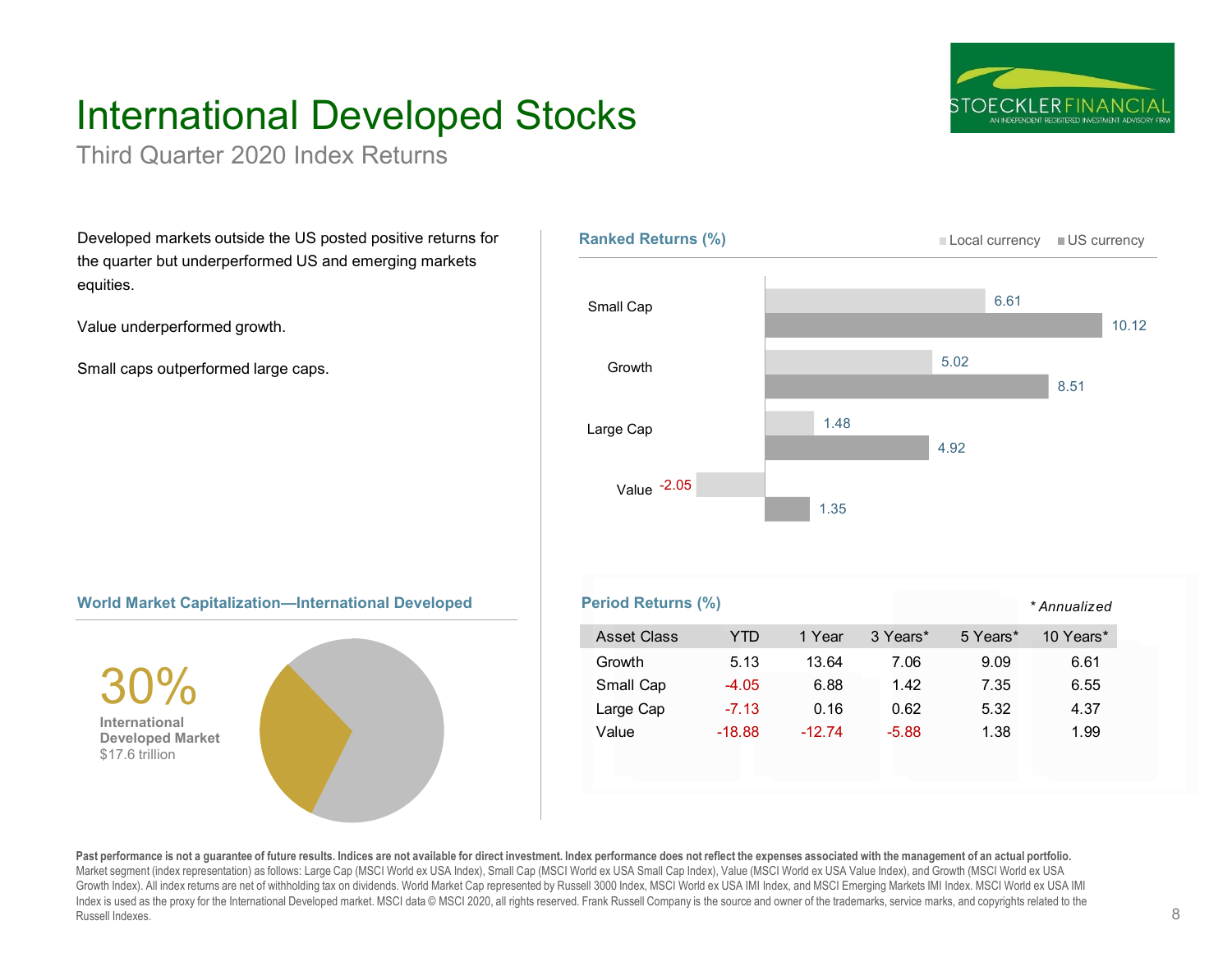# International Developed Stocks

## Third Quarter 2020 Index Returns

Developed markets outside the US posted positive returns for the quarter but underperformed US and emerging markets equities.

Value underperformed growth.

Small caps outperformed large caps.

### Ranked Returns (%)

| | Local currency | US currency |
|---|---|---|
| Small Cap | 6.61 | 10.12 |
| Growth | 5.02 | 8.51 |
| Large Cap | 1.48 | 4.92 |
| Value | -2.05 | 1.35 |

### World Market Capitalization—International Developed

30%
**International Developed Market**
$17.6 trillion

### Period Returns (%)

*\* Annualized*

| Asset Class | YTD | 1 Year | 3 Years* | 5 Years* | 10 Years* |
|---|---|---|---|---|---|
| Growth | 5.13 | 13.64 | 7.06 | 9.09 | 6.61 |
| Small Cap | -4.05 | 6.88 | 1.42 | 7.35 | 6.55 |
| Large Cap | -7.13 | 0.16 | 0.62 | 5.32 | 4.37 |
| Value | -18.88 | -12.74 | -5.88 | 1.38 | 1.99 |

**Past performance is not a guarantee of future results. Indices are not available for direct investment. Index performance does not reflect the expenses associated with the management of an actual portfolio.**
Market segment (index representation) as follows: Large Cap (MSCI World ex USA Index), Small Cap (MSCI World ex USA Small Cap Index), Value (MSCI World ex USA Value Index), and Growth (MSCI World ex USA Growth Index). All index returns are net of withholding tax on dividends. World Market Cap represented by Russell 3000 Index, MSCI World ex USA IMI Index, and MSCI Emerging Markets IMI Index. MSCI World ex USA IMI Index is used as the proxy for the International Developed market. MSCI data © MSCI 2020, all rights reserved. Frank Russell Company is the source and owner of the trademarks, service marks, and copyrights related to the Russell Indexes.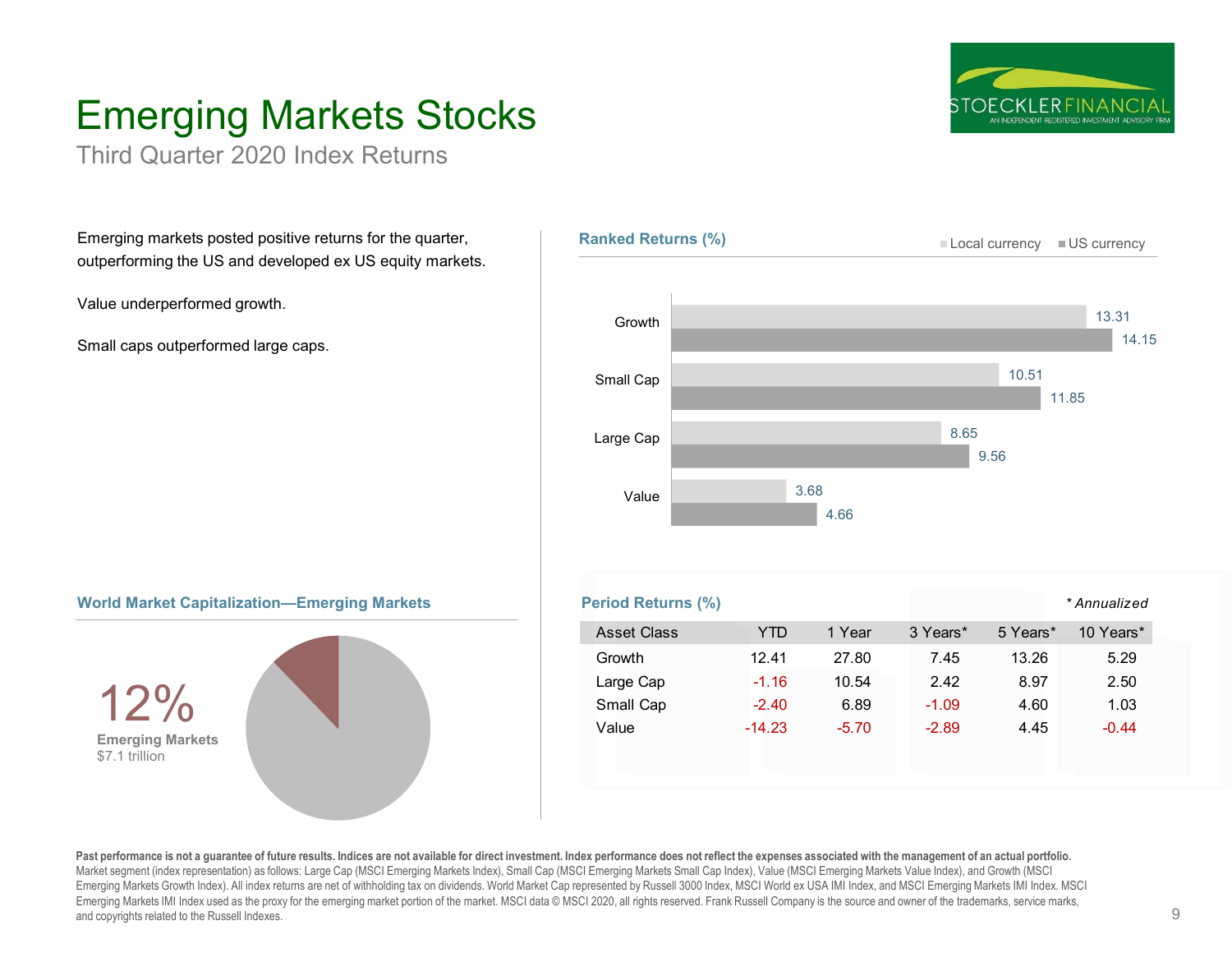# Emerging Markets Stocks

Third Quarter 2020 Index Returns

Emerging markets posted positive returns for the quarter, outperforming the US and developed ex US equity markets.

Value underperformed growth.

Small caps outperformed large caps.

## Ranked Returns (%)

| Asset Class | Local currency | US currency |
|---|---|---|
| Growth | 13.31 | 14.15 |
| Small Cap | 10.51 | 11.85 |
| Large Cap | 8.65 | 9.56 |
| Value | 3.68 | 4.66 |

## World Market Capitalization—Emerging Markets

12%
Emerging Markets
$7.1 trillion

## Period Returns (%)

*Annualized

| Asset Class | YTD | 1 Year | 3 Years* | 5 Years* | 10 Years* |
|---|---|---|---|---|---|
| Growth | 12.41 | 27.80 | 7.45 | 13.26 | 5.29 |
| Large Cap | -1.16 | 10.54 | 2.42 | 8.97 | 2.50 |
| Small Cap | -2.40 | 6.89 | -1.09 | 4.60 | 1.03 |
| Value | -14.23 | -5.70 | -2.89 | 4.45 | -0.44 |

**Past performance is not a guarantee of future results. Indices are not available for direct investment. Index performance does not reflect the expenses associated with the management of an actual portfolio.**
Market segment (index representation) as follows: Large Cap (MSCI Emerging Markets Index), Small Cap (MSCI Emerging Markets Small Cap Index), Value (MSCI Emerging Markets Value Index), and Growth (MSCI Emerging Markets Growth Index). All index returns are net of withholding tax on dividends. World Market Cap represented by Russell 3000 Index, MSCI World ex USA IMI Index, and MSCI Emerging Markets IMI Index. MSCI Emerging Markets IMI Index used as the proxy for the emerging market portion of the market. MSCI data © MSCI 2020, all rights reserved. Frank Russell Company is the source and owner of the trademarks, service marks, and copyrights related to the Russell Indexes.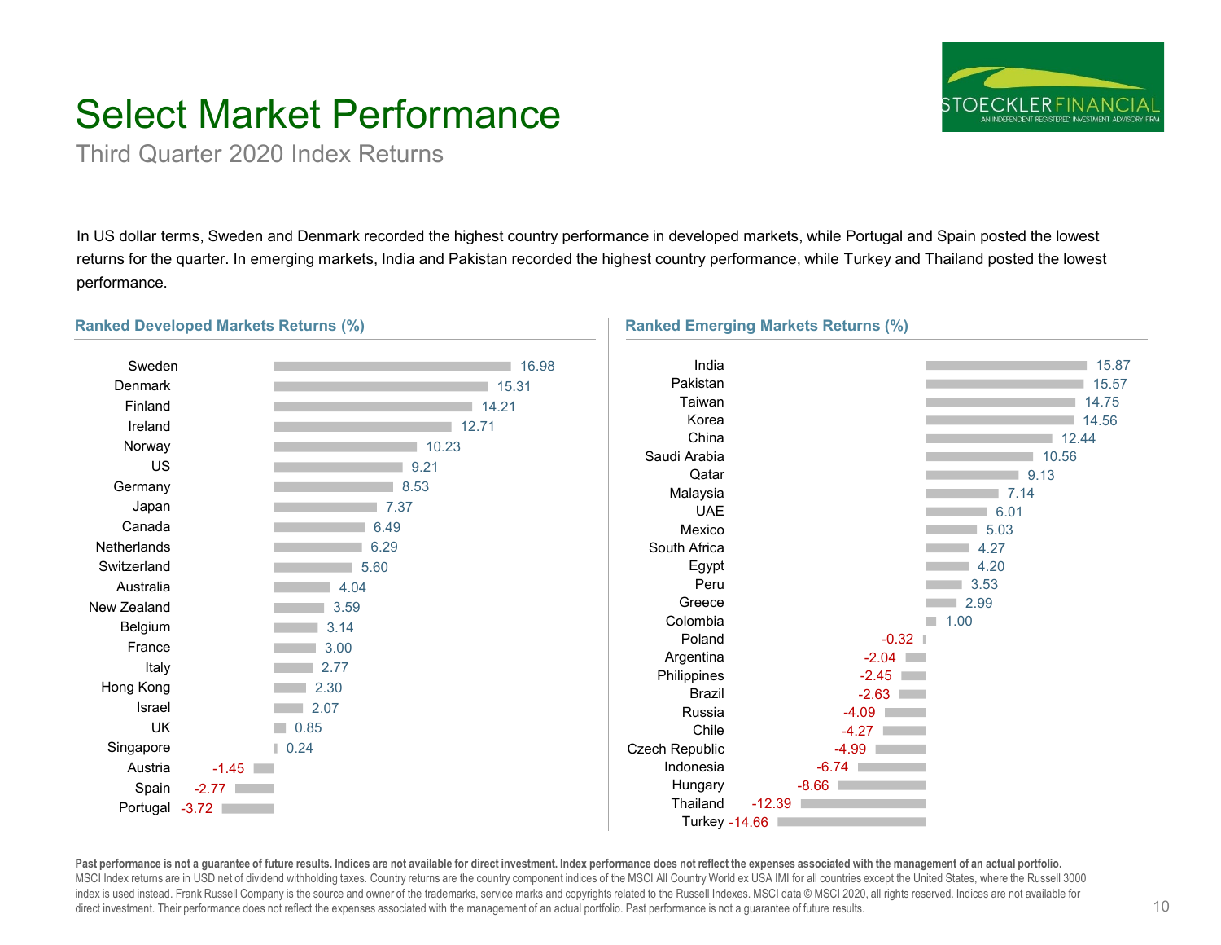# Select Market Performance

Third Quarter 2020 Index Returns

In US dollar terms, Sweden and Denmark recorded the highest country performance in developed markets, while Portugal and Spain posted the lowest returns for the quarter. In emerging markets, India and Pakistan recorded the highest country performance, while Turkey and Thailand posted the lowest performance.

### Ranked Developed Markets Returns (%)

| Country | Return (%) |
|---|---|
| Sweden | 16.98 |
| Denmark | 15.31 |
| Finland | 14.21 |
| Ireland | 12.71 |
| Norway | 10.23 |
| US | 9.21 |
| Germany | 8.53 |
| Japan | 7.37 |
| Canada | 6.49 |
| Netherlands | 6.29 |
| Switzerland | 5.60 |
| Australia | 4.04 |
| New Zealand | 3.59 |
| Belgium | 3.14 |
| France | 3.00 |
| Italy | 2.77 |
| Hong Kong | 2.30 |
| Israel | 2.07 |
| UK | 0.85 |
| Singapore | 0.24 |
| Austria | -1.45 |
| Spain | -2.77 |
| Portugal | -3.72 |

### Ranked Emerging Markets Returns (%)

| Country | Return (%) |
|---|---|
| India | 15.87 |
| Pakistan | 15.57 |
| Taiwan | 14.75 |
| Korea | 14.56 |
| China | 12.44 |
| Saudi Arabia | 10.56 |
| Qatar | 9.13 |
| Malaysia | 7.14 |
| UAE | 6.01 |
| Mexico | 5.03 |
| South Africa | 4.27 |
| Egypt | 4.20 |
| Peru | 3.53 |
| Greece | 2.99 |
| Colombia | 1.00 |
| Poland | -0.32 |
| Argentina | -2.04 |
| Philippines | -2.45 |
| Brazil | -2.63 |
| Russia | -4.09 |
| Chile | -4.27 |
| Czech Republic | -4.99 |
| Indonesia | -6.74 |
| Hungary | -8.66 |
| Thailand | -12.39 |
| Turkey | -14.66 |

**Past performance is not a guarantee of future results. Indices are not available for direct investment. Index performance does not reflect the expenses associated with the management of an actual portfolio.**
MSCI Index returns are in USD net of dividend withholding taxes. Country returns are the country component indices of the MSCI All Country World ex USA IMI for all countries except the United States, where the Russell 3000 index is used instead. Frank Russell Company is the source and owner of the trademarks, service marks and copyrights related to the Russell Indexes. MSCI data © MSCI 2020, all rights reserved. Indices are not available for direct investment. Their performance does not reflect the expenses associated with the management of an actual portfolio. Past performance is not a guarantee of future results.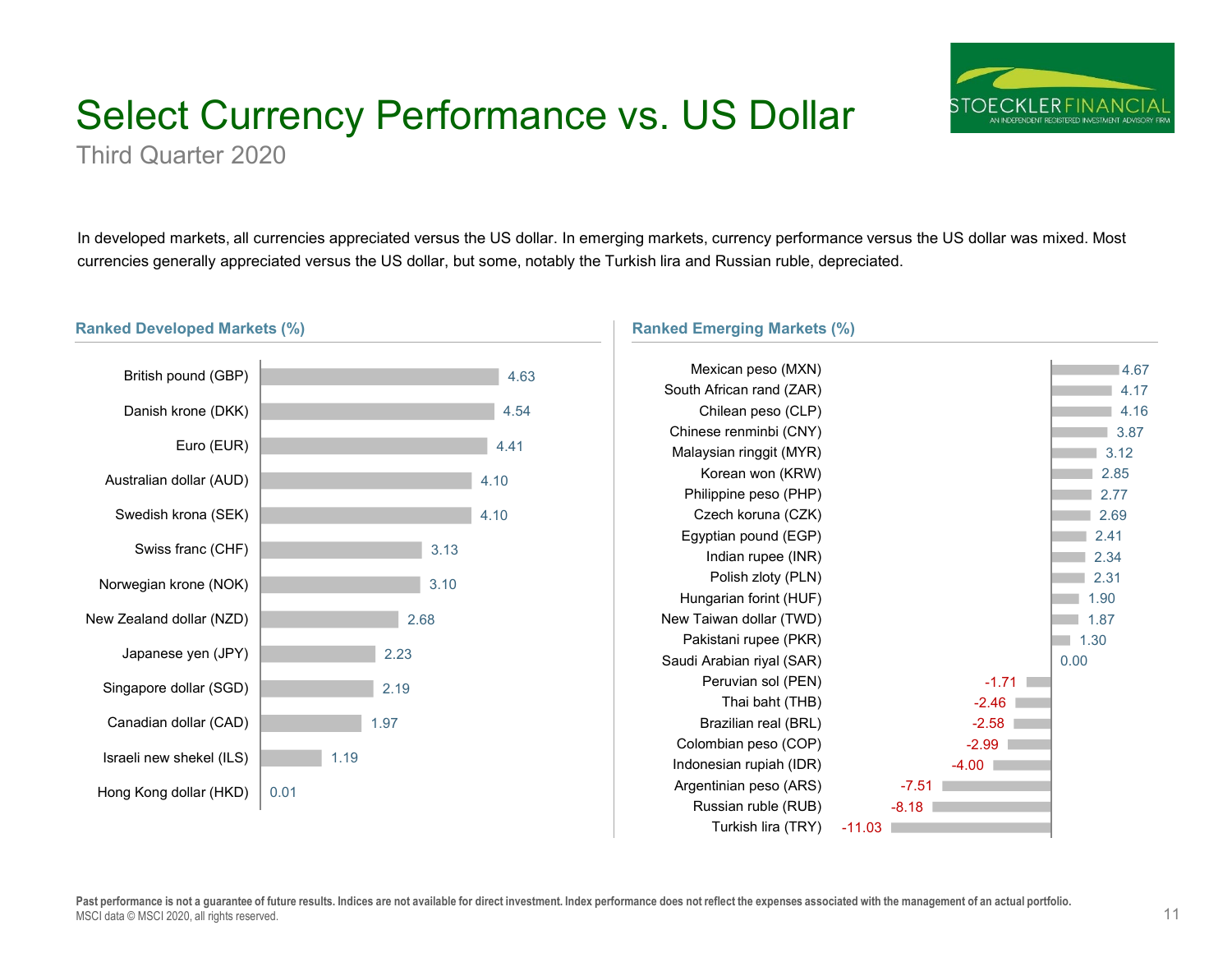# Select Currency Performance vs. US Dollar

Third Quarter 2020

In developed markets, all currencies appreciated versus the US dollar. In emerging markets, currency performance versus the US dollar was mixed. Most currencies generally appreciated versus the US dollar, but some, notably the Turkish lira and Russian ruble, depreciated.

### Ranked Developed Markets (%)

| Currency | % |
|---|---|
| British pound (GBP) | 4.63 |
| Danish krone (DKK) | 4.54 |
| Euro (EUR) | 4.41 |
| Australian dollar (AUD) | 4.10 |
| Swedish krona (SEK) | 4.10 |
| Swiss franc (CHF) | 3.13 |
| Norwegian krone (NOK) | 3.10 |
| New Zealand dollar (NZD) | 2.68 |
| Japanese yen (JPY) | 2.23 |
| Singapore dollar (SGD) | 2.19 |
| Canadian dollar (CAD) | 1.97 |
| Israeli new shekel (ILS) | 1.19 |
| Hong Kong dollar (HKD) | 0.01 |

### Ranked Emerging Markets (%)

| Currency | % |
|---|---|
| Mexican peso (MXN) | 4.67 |
| South African rand (ZAR) | 4.17 |
| Chilean peso (CLP) | 4.16 |
| Chinese renminbi (CNY) | 3.87 |
| Malaysian ringgit (MYR) | 3.12 |
| Korean won (KRW) | 2.85 |
| Philippine peso (PHP) | 2.77 |
| Czech koruna (CZK) | 2.69 |
| Egyptian pound (EGP) | 2.41 |
| Indian rupee (INR) | 2.34 |
| Polish zloty (PLN) | 2.31 |
| Hungarian forint (HUF) | 1.90 |
| New Taiwan dollar (TWD) | 1.87 |
| Pakistani rupee (PKR) | 1.30 |
| Saudi Arabian riyal (SAR) | 0.00 |
| Peruvian sol (PEN) | -1.71 |
| Thai baht (THB) | -2.46 |
| Brazilian real (BRL) | -2.58 |
| Colombian peso (COP) | -2.99 |
| Indonesian rupiah (IDR) | -4.00 |
| Argentinian peso (ARS) | -7.51 |
| Russian ruble (RUB) | -8.18 |
| Turkish lira (TRY) | -11.03 |

**Past performance is not a guarantee of future results. Indices are not available for direct investment. Index performance does not reflect the expenses associated with the management of an actual portfolio.**
MSCI data © MSCI 2020, all rights reserved.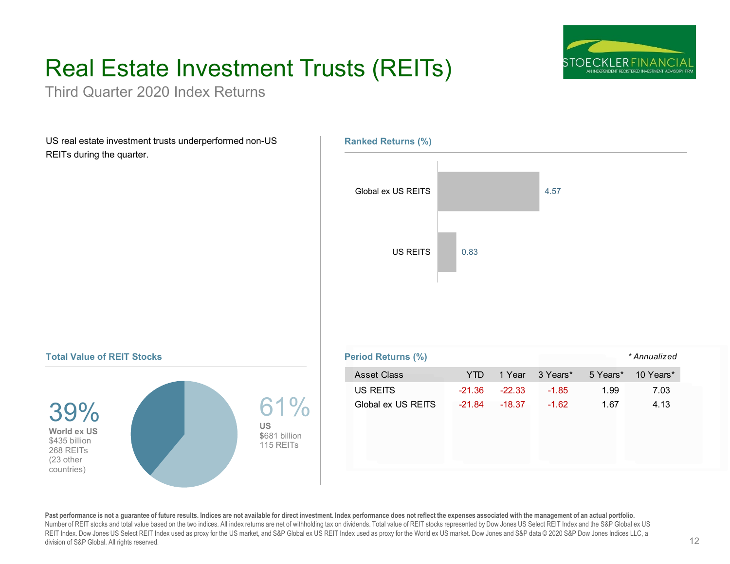# Real Estate Investment Trusts (REITs)

Third Quarter 2020 Index Returns

US real estate investment trusts underperformed non-US REITs during the quarter.

## Ranked Returns (%)

| | |
|---|---|
| Global ex US REITS | 4.57 |
| US REITS | 0.83 |

## Total Value of REIT Stocks

**39%**
**World ex US**
$435 billion
268 REITs
(23 other countries)

**61%**
**US**
$681 billion
115 REITs

## Period Returns (%)

*\* Annualized*

| Asset Class | YTD | 1 Year | 3 Years* | 5 Years* | 10 Years* |
|---|---|---|---|---|---|
| US REITS | -21.36 | -22.33 | -1.85 | 1.99 | 7.03 |
| Global ex US REITS | -21.84 | -18.37 | -1.62 | 1.67 | 4.13 |

**Past performance is not a guarantee of future results. Indices are not available for direct investment. Index performance does not reflect the expenses associated with the management of an actual portfolio.**
Number of REIT stocks and total value based on the two indices. All index returns are net of withholding tax on dividends. Total value of REIT stocks represented by Dow Jones US Select REIT Index and the S&P Global ex US REIT Index. Dow Jones US Select REIT Index used as proxy for the US market, and S&P Global ex US REIT Index used as proxy for the World ex US market. Dow Jones and S&P data © 2020 S&P Dow Jones Indices LLC, a division of S&P Global. All rights reserved.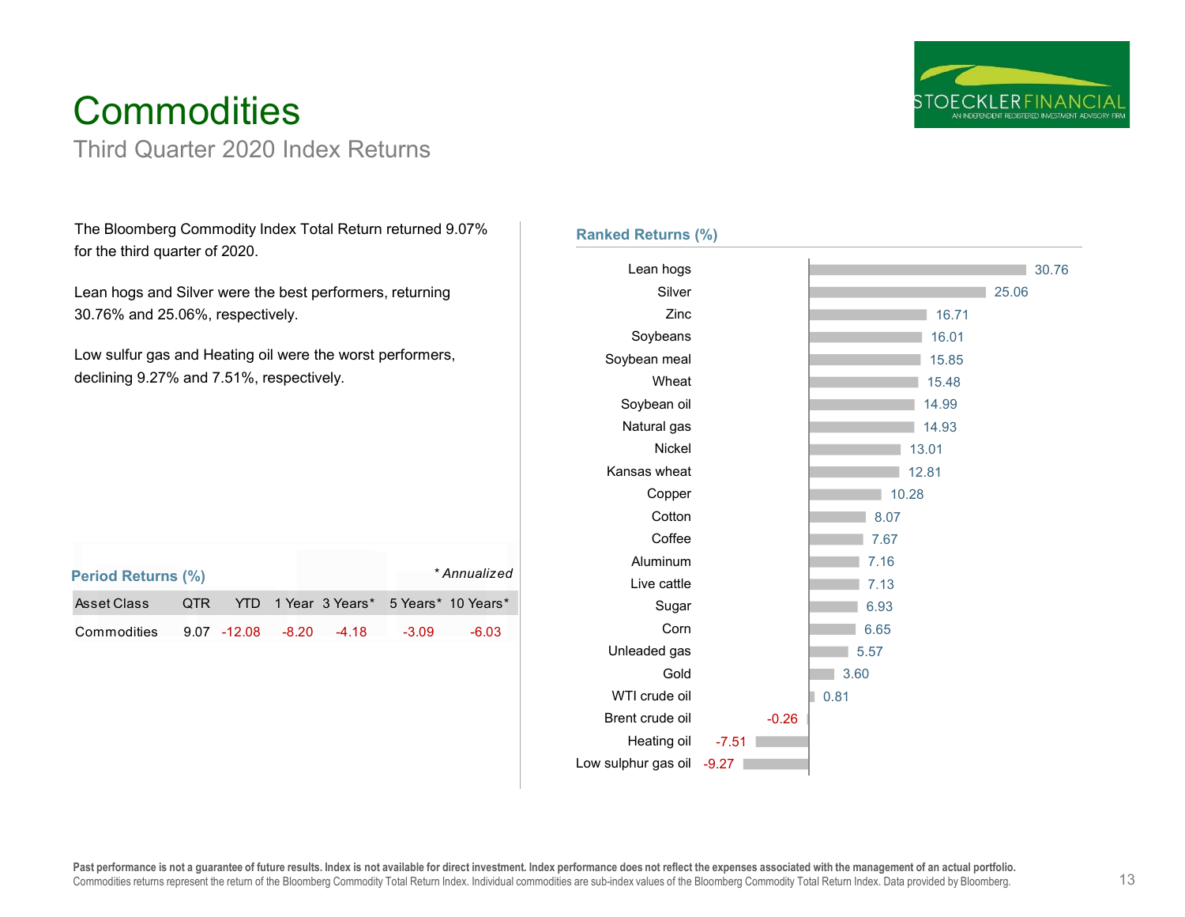# Commodities

## Third Quarter 2020 Index Returns

The Bloomberg Commodity Index Total Return returned 9.07% for the third quarter of 2020.

Lean hogs and Silver were the best performers, returning 30.76% and 25.06%, respectively.

Low sulfur gas and Heating oil were the worst performers, declining 9.27% and 7.51%, respectively.

### Period Returns (%)

*\* Annualized*

| Asset Class | QTR | YTD | 1 Year | 3 Years* | 5 Years* | 10 Years* |
|---|---|---|---|---|---|---|
| Commodities | 9.07 | -12.08 | -8.20 | -4.18 | -3.09 | -6.03 |

### Ranked Returns (%)

| Commodity | Return (%) |
|---|---|
| Lean hogs | 30.76 |
| Silver | 25.06 |
| Zinc | 16.71 |
| Soybeans | 16.01 |
| Soybean meal | 15.85 |
| Wheat | 15.48 |
| Soybean oil | 14.99 |
| Natural gas | 14.93 |
| Nickel | 13.01 |
| Kansas wheat | 12.81 |
| Copper | 10.28 |
| Cotton | 8.07 |
| Coffee | 7.67 |
| Aluminum | 7.16 |
| Live cattle | 7.13 |
| Sugar | 6.93 |
| Corn | 6.65 |
| Unleaded gas | 5.57 |
| Gold | 3.60 |
| WTI crude oil | 0.81 |
| Brent crude oil | -0.26 |
| Heating oil | -7.51 |
| Low sulphur gas oil | -9.27 |

**Past performance is not a guarantee of future results. Index is not available for direct investment. Index performance does not reflect the expenses associated with the management of an actual portfolio.**
Commodities returns represent the return of the Bloomberg Commodity Total Return Index. Individual commodities are sub-index values of the Bloomberg Commodity Total Return Index. Data provided by Bloomberg.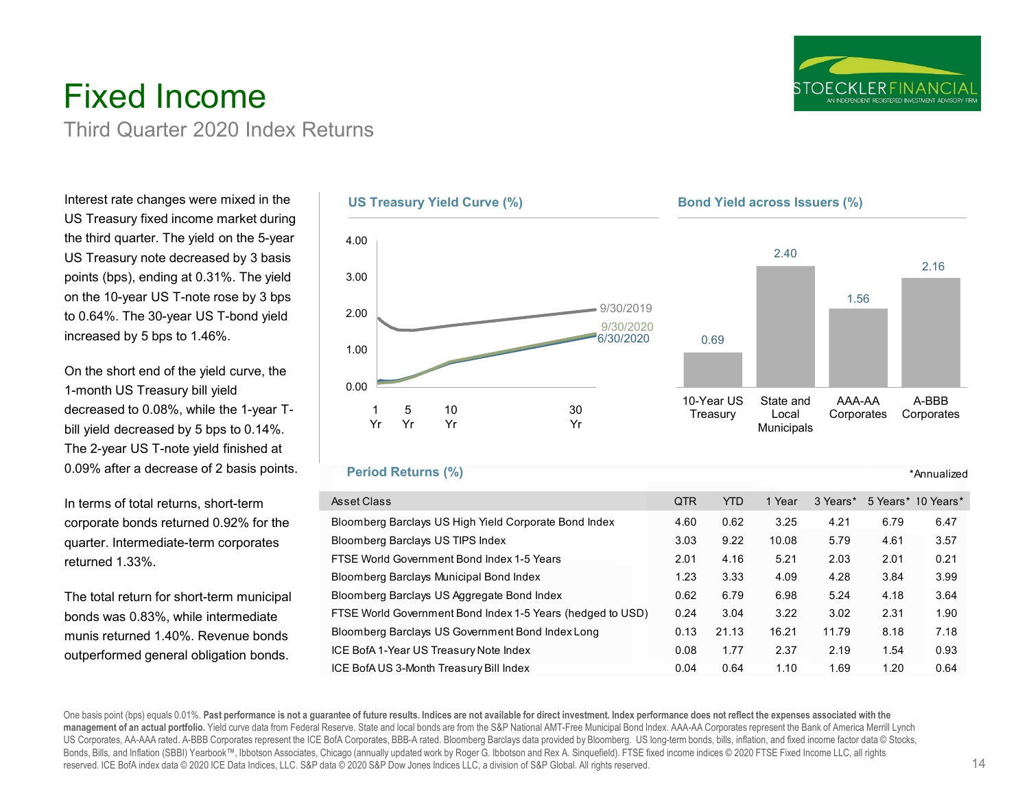# Fixed Income

## Third Quarter 2020 Index Returns

Interest rate changes were mixed in the US Treasury fixed income market during the third quarter. The yield on the 5-year US Treasury note decreased by 3 basis points (bps), ending at 0.31%. The yield on the 10-year US T-note rose by 3 bps to 0.64%. The 30-year US T-bond yield increased by 5 bps to 1.46%.

On the short end of the yield curve, the 1-month US Treasury bill yield decreased to 0.08%, while the 1-year T-bill yield decreased by 5 bps to 0.14%. The 2-year US T-note yield finished at 0.09% after a decrease of 2 basis points.

In terms of total returns, short-term corporate bonds returned 0.92% for the quarter. Intermediate-term corporates returned 1.33%.

The total return for short-term municipal bonds was 0.83%, while intermediate munis returned 1.40%. Revenue bonds outperformed general obligation bonds.

### US Treasury Yield Curve (%)

Series: 9/30/2019, 9/30/2020, 6/30/2020. X-axis: 1 Yr, 5 Yr, 10 Yr, 30 Yr. Y-axis: 0.00–4.00.

### Bond Yield across Issuers (%)

| 10-Year US Treasury | State and Local Municipals | AAA-AA Corporates | A-BBB Corporates |
|---|---|---|---|
| 0.69 | 2.40 | 1.56 | 2.16 |

### Period Returns (%)

*Annualized

| Asset Class | QTR | YTD | 1 Year | 3 Years* | 5 Years* | 10 Years* |
|---|---|---|---|---|---|---|
| Bloomberg Barclays US High Yield Corporate Bond Index | 4.60 | 0.62 | 3.25 | 4.21 | 6.79 | 6.47 |
| Bloomberg Barclays US TIPS Index | 3.03 | 9.22 | 10.08 | 5.79 | 4.61 | 3.57 |
| FTSE World Government Bond Index 1-5 Years | 2.01 | 4.16 | 5.21 | 2.03 | 2.01 | 0.21 |
| Bloomberg Barclays Municipal Bond Index | 1.23 | 3.33 | 4.09 | 4.28 | 3.84 | 3.99 |
| Bloomberg Barclays US Aggregate Bond Index | 0.62 | 6.79 | 6.98 | 5.24 | 4.18 | 3.64 |
| FTSE World Government Bond Index 1-5 Years (hedged to USD) | 0.24 | 3.04 | 3.22 | 3.02 | 2.31 | 1.90 |
| Bloomberg Barclays US Government Bond Index Long | 0.13 | 21.13 | 16.21 | 11.79 | 8.18 | 7.18 |
| ICE BofA 1-Year US Treasury Note Index | 0.08 | 1.77 | 2.37 | 2.19 | 1.54 | 0.93 |
| ICE BofA US 3-Month Treasury Bill Index | 0.04 | 0.64 | 1.10 | 1.69 | 1.20 | 0.64 |

One basis point (bps) equals 0.01%. **Past performance is not a guarantee of future results. Indices are not available for direct investment. Index performance does not reflect the expenses associated with the management of an actual portfolio.** Yield curve data from Federal Reserve. State and local bonds are from the S&P National AMT-Free Municipal Bond Index. AAA-AA Corporates represent the Bank of America Merrill Lynch US Corporates, AA-AAA rated. A-BBB Corporates represent the ICE BofA Corporates, BBB-A rated. Bloomberg Barclays data provided by Bloomberg. US long-term bonds, bills, inflation, and fixed income factor data © Stocks, Bonds, Bills, and Inflation (SBBI) Yearbook™, Ibbotson Associates, Chicago (annually updated work by Roger G. Ibbotson and Rex A. Sinquefield). FTSE fixed income indices © 2020 FTSE Fixed Income LLC, all rights reserved. ICE BofA index data © 2020 ICE Data Indices, LLC. S&P data © 2020 S&P Dow Jones Indices LLC, a division of S&P Global. All rights reserved.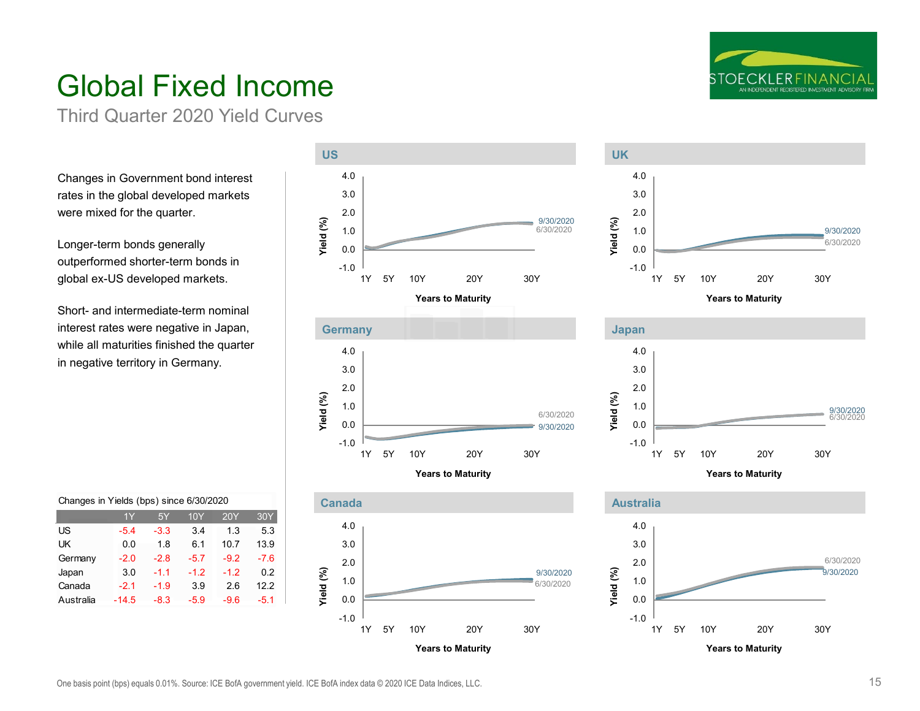# Global Fixed Income

## Third Quarter 2020 Yield Curves

Changes in Government bond interest rates in the global developed markets were mixed for the quarter.

Longer-term bonds generally outperformed shorter-term bonds in global ex-US developed markets.

Short- and intermediate-term nominal interest rates were negative in Japan, while all maturities finished the quarter in negative territory in Germany.

Changes in Yields (bps) since 6/30/2020

| | 1Y | 5Y | 10Y | 20Y | 30Y |
|---|---|---|---|---|---|
| US | -5.4 | -3.3 | 3.4 | 1.3 | 5.3 |
| UK | 0.0 | 1.8 | 6.1 | 10.7 | 13.9 |
| Germany | -2.0 | -2.8 | -5.7 | -9.2 | -7.6 |
| Japan | 3.0 | -1.1 | -1.2 | -1.2 | 0.2 |
| Canada | -2.1 | -1.9 | 3.9 | 2.6 | 12.2 |
| Australia | -14.5 | -8.3 | -5.9 | -9.6 | -5.1 |

One basis point (bps) equals 0.01%. Source: ICE BofA government yield. ICE BofA index data © 2020 ICE Data Indices, LLC.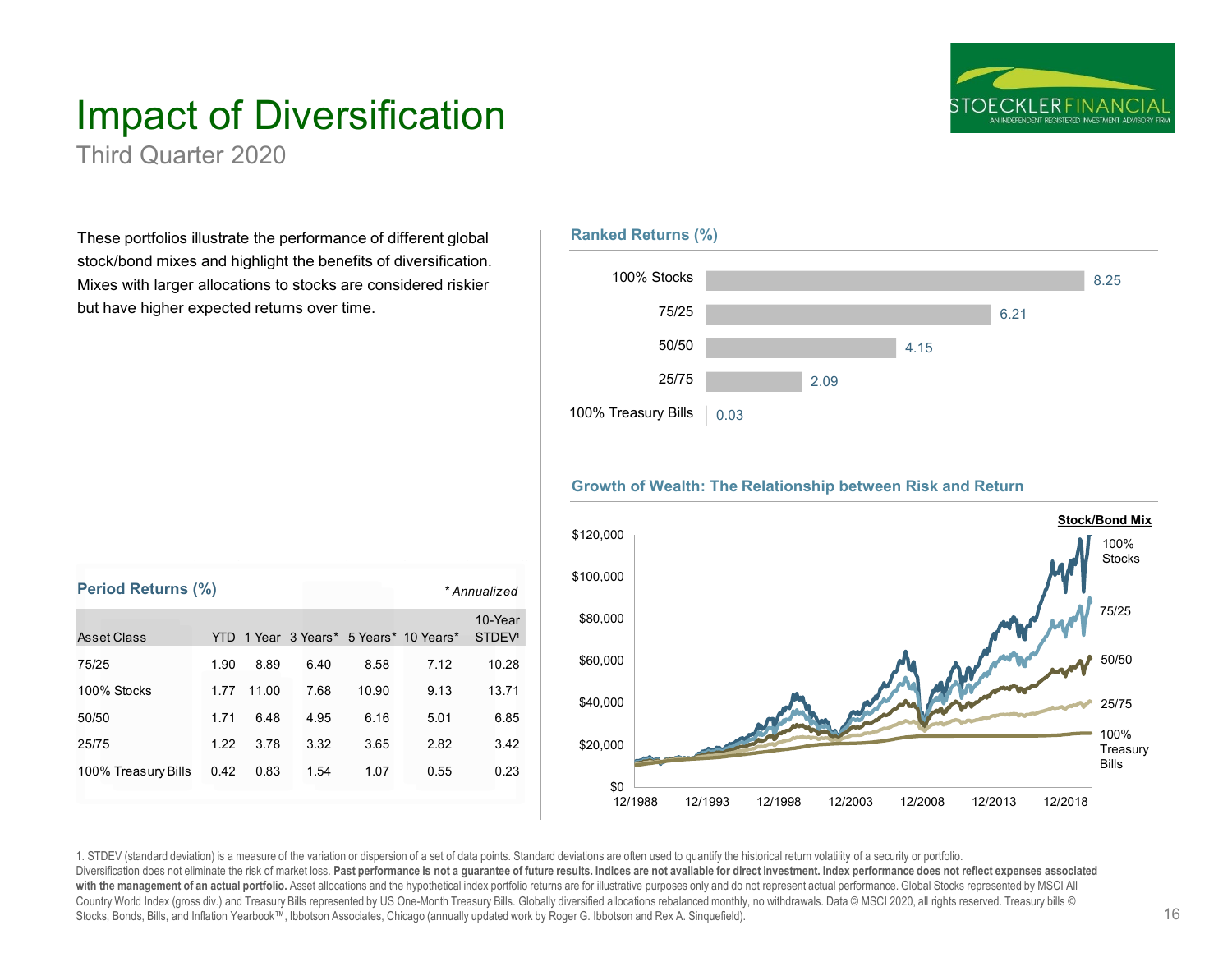# Impact of Diversification

Third Quarter 2020

These portfolios illustrate the performance of different global stock/bond mixes and highlight the benefits of diversification. Mixes with larger allocations to stocks are considered riskier but have higher expected returns over time.

### Ranked Returns (%)

| Portfolio | Return |
|---|---|
| 100% Stocks | 8.25 |
| 75/25 | 6.21 |
| 50/50 | 4.15 |
| 25/75 | 2.09 |
| 100% Treasury Bills | 0.03 |

### Period Returns (%)

*\*Annualized*

| Asset Class | YTD | 1 Year | 3 Years* | 5 Years* | 10 Years* | 10-Year STDEV[1] |
|---|---|---|---|---|---|---|
| 75/25 | 1.90 | 8.89 | 6.40 | 8.58 | 7.12 | 10.28 |
| 100% Stocks | 1.77 | 11.00 | 7.68 | 10.90 | 9.13 | 13.71 |
| 50/50 | 1.71 | 6.48 | 4.95 | 6.16 | 5.01 | 6.85 |
| 25/75 | 1.22 | 3.78 | 3.32 | 3.65 | 2.82 | 3.42 |
| 100% Treasury Bills | 0.42 | 0.83 | 1.54 | 1.07 | 0.55 | 0.23 |

### Growth of Wealth: The Relationship between Risk and Return

Stock/Bond Mix: 100% Stocks, 75/25, 50/50, 25/75, 100% Treasury Bills

1. STDEV (standard deviation) is a measure of the variation or dispersion of a set of data points. Standard deviations are often used to quantify the historical return volatility of a security or portfolio.

Diversification does not eliminate the risk of market loss. **Past performance is not a guarantee of future results. Indices are not available for direct investment. Index performance does not reflect expenses associated with the management of an actual portfolio.** Asset allocations and the hypothetical index portfolio returns are for illustrative purposes only and do not represent actual performance. Global Stocks represented by MSCI All Country World Index (gross div.) and Treasury Bills represented by US One-Month Treasury Bills. Globally diversified allocations rebalanced monthly, no withdrawals. Data © MSCI 2020, all rights reserved. Treasury bills © Stocks, Bonds, Bills, and Inflation Yearbook™, Ibbotson Associates, Chicago (annually updated work by Roger G. Ibbotson and Rex A. Sinquefield).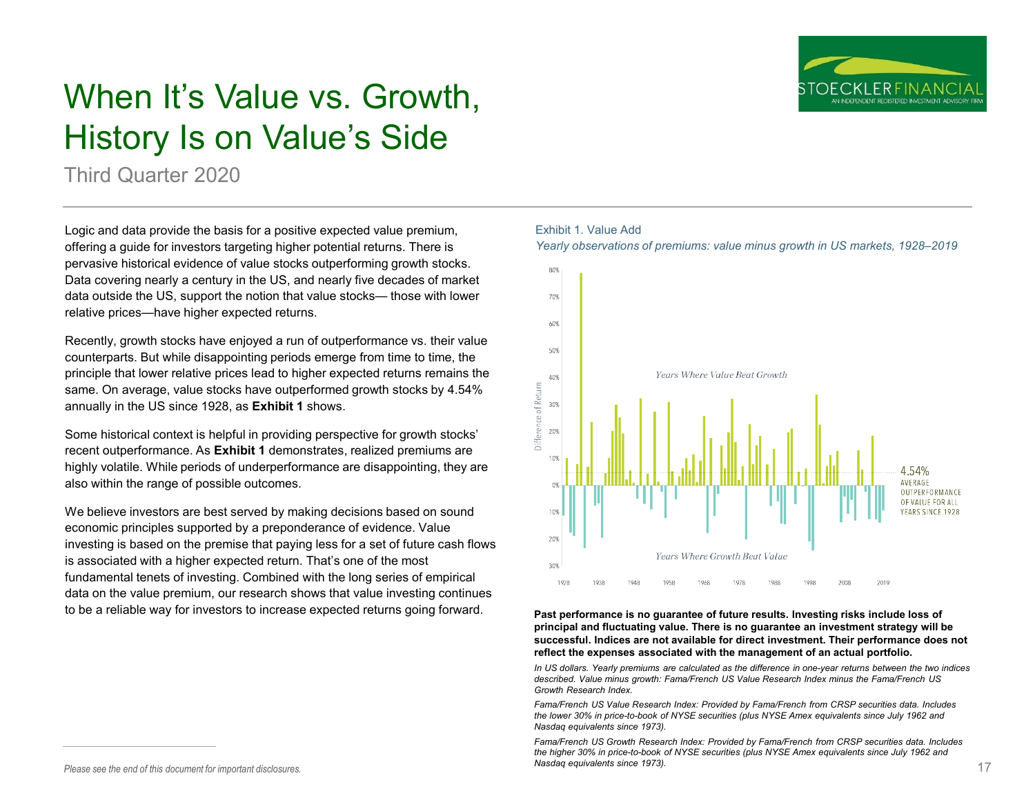# When It's Value vs. Growth, History Is on Value's Side

Third Quarter 2020

Logic and data provide the basis for a positive expected value premium, offering a guide for investors targeting higher potential returns. There is pervasive historical evidence of value stocks outperforming growth stocks. Data covering nearly a century in the US, and nearly five decades of market data outside the US, support the notion that value stocks— those with lower relative prices—have higher expected returns.

Recently, growth stocks have enjoyed a run of outperformance vs. their value counterparts. But while disappointing periods emerge from time to time, the principle that lower relative prices lead to higher expected returns remains the same. On average, value stocks have outperformed growth stocks by 4.54% annually in the US since 1928, as **Exhibit 1** shows.

Some historical context is helpful in providing perspective for growth stocks' recent outperformance. As **Exhibit 1** demonstrates, realized premiums are highly volatile. While periods of underperformance are disappointing, they are also within the range of possible outcomes.

We believe investors are best served by making decisions based on sound economic principles supported by a preponderance of evidence. Value investing is based on the premise that paying less for a set of future cash flows is associated with a higher expected return. That's one of the most fundamental tenets of investing. Combined with the long series of empirical data on the value premium, our research shows that value investing continues to be a reliable way for investors to increase expected returns going forward.

Exhibit 1. Value Add

*Yearly observations of premiums: value minus growth in US markets, 1928–2019*

**Past performance is no guarantee of future results. Investing risks include loss of principal and fluctuating value. There is no guarantee an investment strategy will be successful. Indices are not available for direct investment. Their performance does not reflect the expenses associated with the management of an actual portfolio.**

*In US dollars. Yearly premiums are calculated as the difference in one-year returns between the two indices described. Value minus growth: Fama/French US Value Research Index minus the Fama/French US Growth Research Index.*

*Fama/French US Value Research Index: Provided by Fama/French from CRSP securities data. Includes the lower 30% in price-to-book of NYSE securities (plus NYSE Amex equivalents since July 1962 and Nasdaq equivalents since 1973).*

*Fama/French US Growth Research Index: Provided by Fama/French from CRSP securities data. Includes the higher 30% in price-to-book of NYSE securities (plus NYSE Amex equivalents since July 1962 and Nasdaq equivalents since 1973).*

*Please see the end of this document for important disclosures.*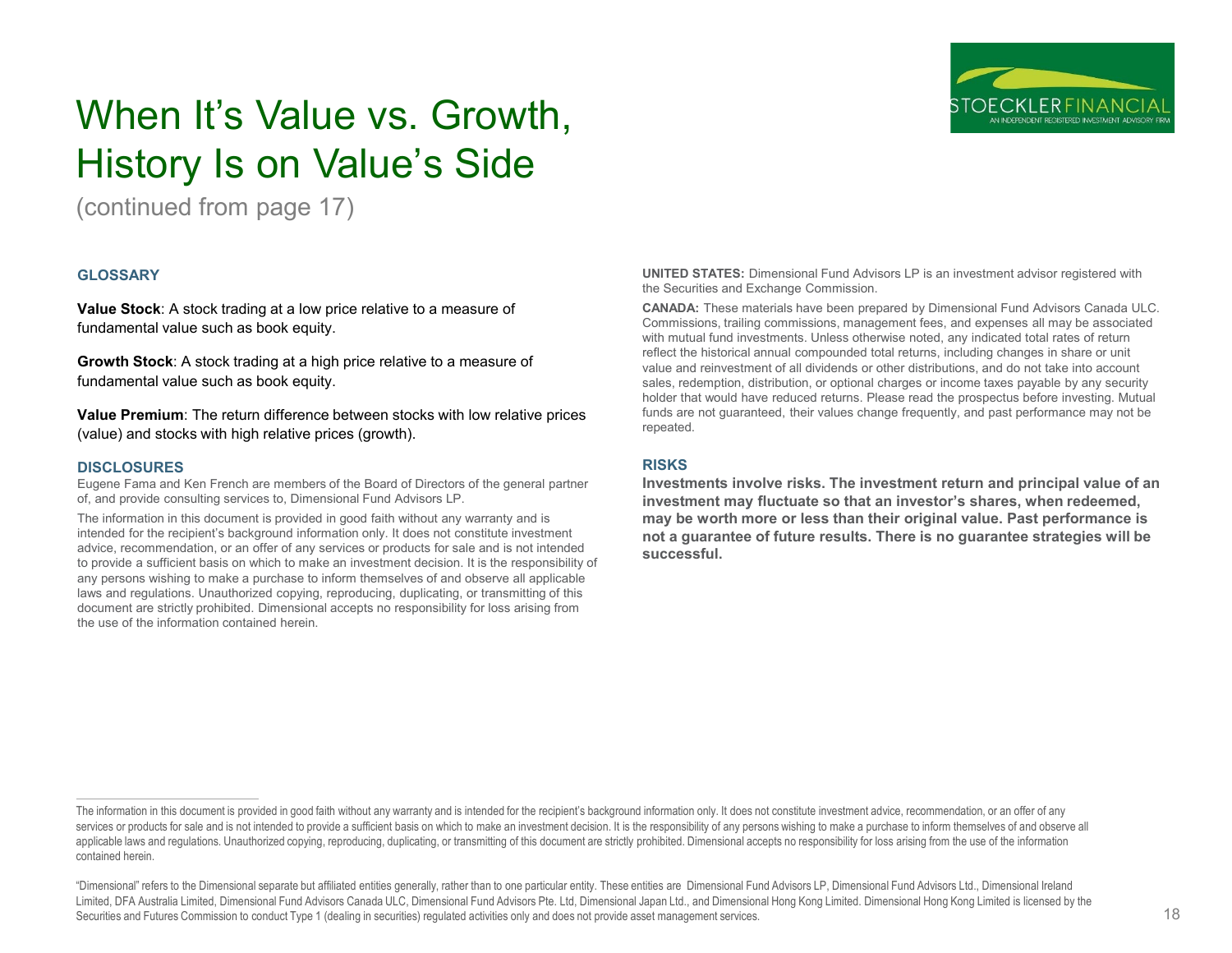# When It's Value vs. Growth, History Is on Value's Side

(continued from page 17)

### GLOSSARY

**Value Stock**: A stock trading at a low price relative to a measure of fundamental value such as book equity.

**Growth Stock**: A stock trading at a high price relative to a measure of fundamental value such as book equity.

**Value Premium**: The return difference between stocks with low relative prices (value) and stocks with high relative prices (growth).

### DISCLOSURES

Eugene Fama and Ken French are members of the Board of Directors of the general partner of, and provide consulting services to, Dimensional Fund Advisors LP.

The information in this document is provided in good faith without any warranty and is intended for the recipient's background information only. It does not constitute investment advice, recommendation, or an offer of any services or products for sale and is not intended to provide a sufficient basis on which to make an investment decision. It is the responsibility of any persons wishing to make a purchase to inform themselves of and observe all applicable laws and regulations. Unauthorized copying, reproducing, duplicating, or transmitting of this document are strictly prohibited. Dimensional accepts no responsibility for loss arising from the use of the information contained herein.

**UNITED STATES:** Dimensional Fund Advisors LP is an investment advisor registered with the Securities and Exchange Commission.

**CANADA:** These materials have been prepared by Dimensional Fund Advisors Canada ULC. Commissions, trailing commissions, management fees, and expenses all may be associated with mutual fund investments. Unless otherwise noted, any indicated total rates of return reflect the historical annual compounded total returns, including changes in share or unit value and reinvestment of all dividends or other distributions, and do not take into account sales, redemption, distribution, or optional charges or income taxes payable by any security holder that would have reduced returns. Please read the prospectus before investing. Mutual funds are not guaranteed, their values change frequently, and past performance may not be repeated.

### RISKS

**Investments involve risks. The investment return and principal value of an investment may fluctuate so that an investor's shares, when redeemed, may be worth more or less than their original value. Past performance is not a guarantee of future results. There is no guarantee strategies will be successful.**

---

The information in this document is provided in good faith without any warranty and is intended for the recipient's background information only. It does not constitute investment advice, recommendation, or an offer of any services or products for sale and is not intended to provide a sufficient basis on which to make an investment decision. It is the responsibility of any persons wishing to make a purchase to inform themselves of and observe all applicable laws and regulations. Unauthorized copying, reproducing, duplicating, or transmitting of this document are strictly prohibited. Dimensional accepts no responsibility for loss arising from the use of the information contained herein.

"Dimensional" refers to the Dimensional separate but affiliated entities generally, rather than to one particular entity. These entities are Dimensional Fund Advisors LP, Dimensional Fund Advisors Ltd., Dimensional Ireland Limited, DFA Australia Limited, Dimensional Fund Advisors Canada ULC, Dimensional Fund Advisors Pte. Ltd, Dimensional Japan Ltd., and Dimensional Hong Kong Limited. Dimensional Hong Kong Limited is licensed by the Securities and Futures Commission to conduct Type 1 (dealing in securities) regulated activities only and does not provide asset management services.